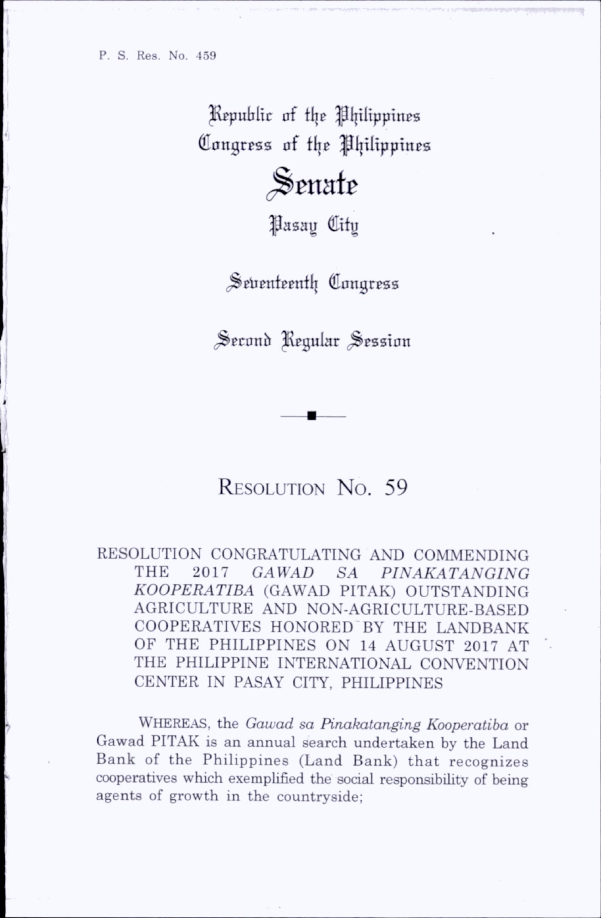P. S. Res. No. 459

Republic of the Philippines
Congress of the Philippines

# Senate

Pasay City

Seventeenth Congress

Second Regular Session

## Resolution No. 59

RESOLUTION CONGRATULATING AND COMMENDING THE 2017 *GAWAD SA PINAKATANGING KOOPERATIBA* (GAWAD PITAK) OUTSTANDING AGRICULTURE AND NON-AGRICULTURE-BASED COOPERATIVES HONORED BY THE LANDBANK OF THE PHILIPPINES ON 14 AUGUST 2017 AT THE PHILIPPINE INTERNATIONAL CONVENTION CENTER IN PASAY CITY, PHILIPPINES

WHEREAS, the *Gawad sa Pinakatanging Kooperatiba* or Gawad PITAK is an annual search undertaken by the Land Bank of the Philippines (Land Bank) that recognizes cooperatives which exemplified the social responsibility of being agents of growth in the countryside;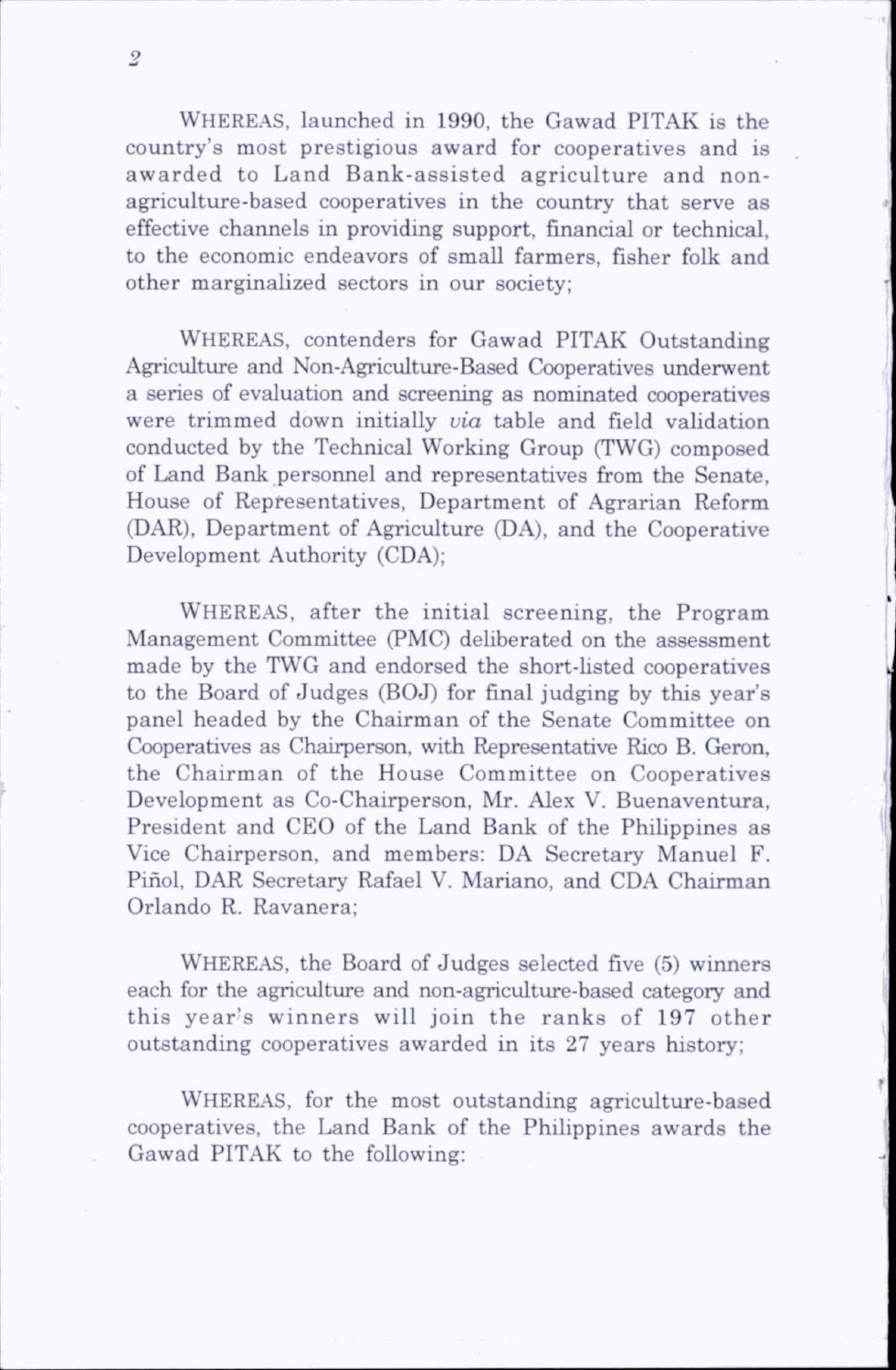WHEREAS, launched in 1990, the Gawad PITAK is the country's most prestigious award for cooperatives and is awarded to Land Bank-assisted agriculture and non-agriculture-based cooperatives in the country that serve as effective channels in providing support, financial or technical, to the economic endeavors of small farmers, fisher folk and other marginalized sectors in our society;

WHEREAS, contenders for Gawad PITAK Outstanding Agriculture and Non-Agriculture-Based Cooperatives underwent a series of evaluation and screening as nominated cooperatives were trimmed down initially *via* table and field validation conducted by the Technical Working Group (TWG) composed of Land Bank personnel and representatives from the Senate, House of Representatives, Department of Agrarian Reform (DAR), Department of Agriculture (DA), and the Cooperative Development Authority (CDA);

WHEREAS, after the initial screening, the Program Management Committee (PMC) deliberated on the assessment made by the TWG and endorsed the short-listed cooperatives to the Board of Judges (BOJ) for final judging by this year's panel headed by the Chairman of the Senate Committee on Cooperatives as Chairperson, with Representative Rico B. Geron, the Chairman of the House Committee on Cooperatives Development as Co-Chairperson, Mr. Alex V. Buenaventura, President and CEO of the Land Bank of the Philippines as Vice Chairperson, and members: DA Secretary Manuel F. Piñol, DAR Secretary Rafael V. Mariano, and CDA Chairman Orlando R. Ravanera;

WHEREAS, the Board of Judges selected five (5) winners each for the agriculture and non-agriculture-based category and this year's winners will join the ranks of 197 other outstanding cooperatives awarded in its 27 years history;

WHEREAS, for the most outstanding agriculture-based cooperatives, the Land Bank of the Philippines awards the Gawad PITAK to the following: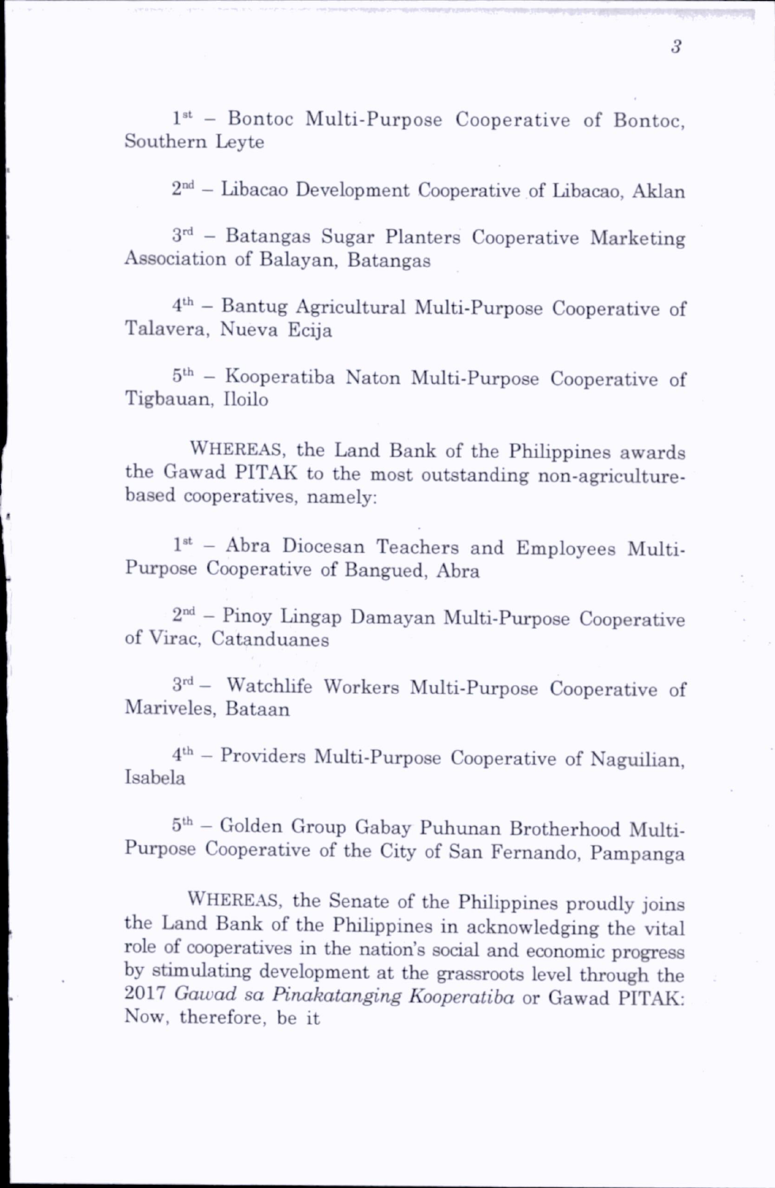1st – Bontoc Multi-Purpose Cooperative of Bontoc, Southern Leyte

2nd – Libacao Development Cooperative of Libacao, Aklan

3rd – Batangas Sugar Planters Cooperative Marketing Association of Balayan, Batangas

4th – Bantug Agricultural Multi-Purpose Cooperative of Talavera, Nueva Ecija

5th – Kooperatiba Naton Multi-Purpose Cooperative of Tigbauan, Iloilo

WHEREAS, the Land Bank of the Philippines awards the Gawad PITAK to the most outstanding non-agriculture-based cooperatives, namely:

1st – Abra Diocesan Teachers and Employees Multi-Purpose Cooperative of Bangued, Abra

2nd – Pinoy Lingap Damayan Multi-Purpose Cooperative of Virac, Catanduanes

3rd – Watchlife Workers Multi-Purpose Cooperative of Mariveles, Bataan

4th – Providers Multi-Purpose Cooperative of Naguilian, Isabela

5th – Golden Group Gabay Puhunan Brotherhood Multi-Purpose Cooperative of the City of San Fernando, Pampanga

WHEREAS, the Senate of the Philippines proudly joins the Land Bank of the Philippines in acknowledging the vital role of cooperatives in the nation's social and economic progress by stimulating development at the grassroots level through the 2017 *Gawad sa Pinakatanging Kooperatiba* or Gawad PITAK: Now, therefore, be it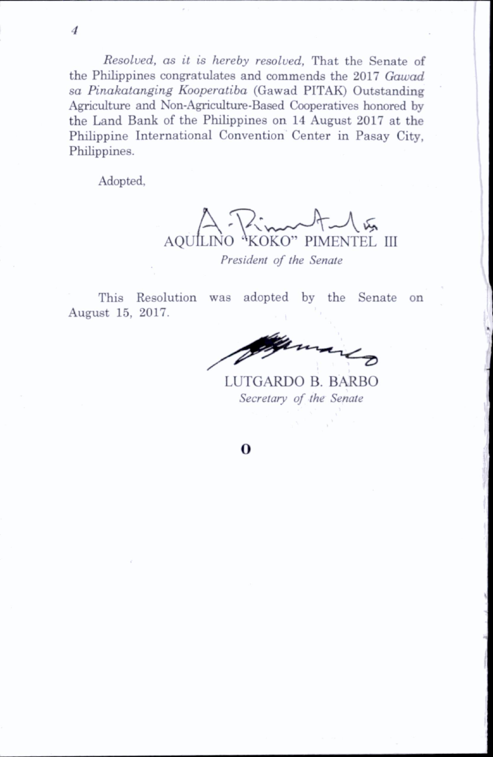*Resolved, as it is hereby resolved,* That the Senate of the Philippines congratulates and commends the 2017 *Gawad sa Pinakatanging Kooperatiba* (Gawad PITAK) Outstanding Agriculture and Non-Agriculture-Based Cooperatives honored by the Land Bank of the Philippines on 14 August 2017 at the Philippine International Convention Center in Pasay City, Philippines.

Adopted,

AQUILINO "KOKO" PIMENTEL III
*President of the Senate*

This Resolution was adopted by the Senate on August 15, 2017.

LUTGARDO B. BARBO
*Secretary of the Senate*

O